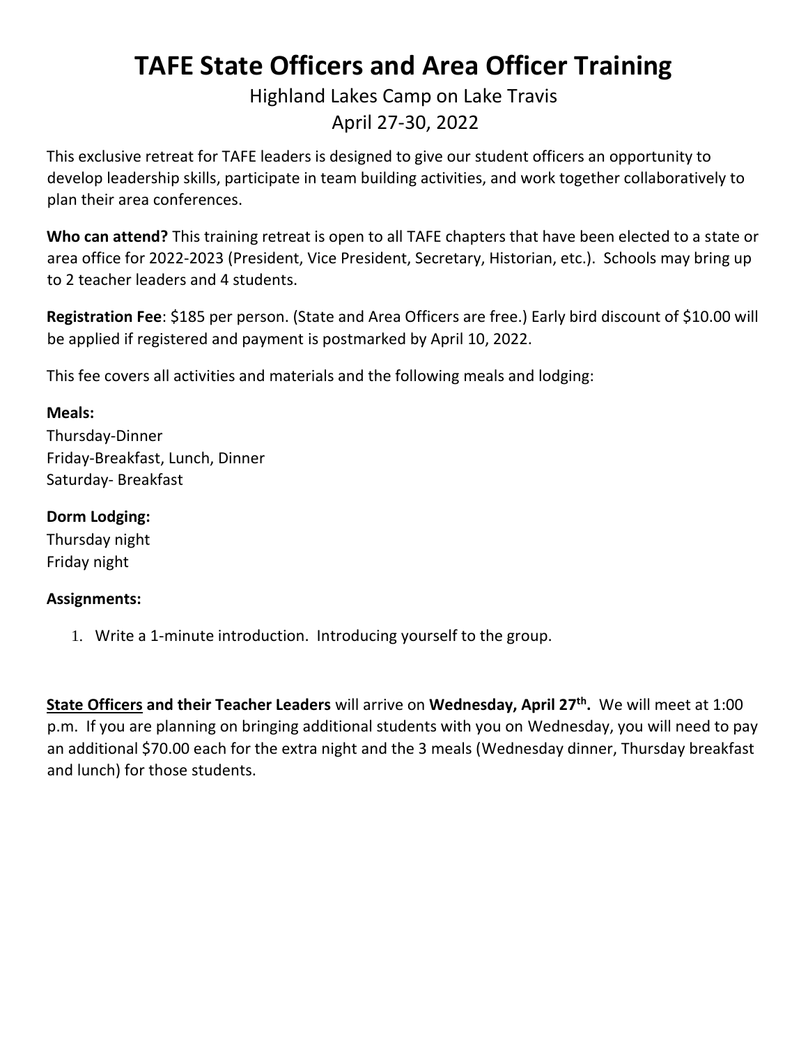# TAFE State Officers and Area Officer Training

Highland Lakes Camp on Lake Travis

April 27-30, 2022

This exclusive retreat for TAFE leaders is designed to give our student officers an opportunity to develop leadership skills, participate in team building activities, and work together collaboratively to plan their area conferences.

**Who can attend?** This training retreat is open to all TAFE chapters that have been elected to a state or area office for 2022-2023 (President, Vice President, Secretary, Historian, etc.). Schools may bring up to 2 teacher leaders and 4 students.

**Registration Fee**: $185 per person. (State and Area Officers are free.) Early bird discount of $10.00 will be applied if registered and payment is postmarked by April 10, 2022.

This fee covers all activities and materials and the following meals and lodging:

**Meals:**
Thursday-Dinner
Friday-Breakfast, Lunch, Dinner
Saturday- Breakfast

**Dorm Lodging:**
Thursday night
Friday night

**Assignments:**

1. Write a 1-minute introduction. Introducing yourself to the group.

<u>**State Officers**</u> **and their Teacher Leaders** will arrive on **Wednesday, April 27th.** We will meet at 1:00 p.m. If you are planning on bringing additional students with you on Wednesday, you will need to pay an additional $70.00 each for the extra night and the 3 meals (Wednesday dinner, Thursday breakfast and lunch) for those students.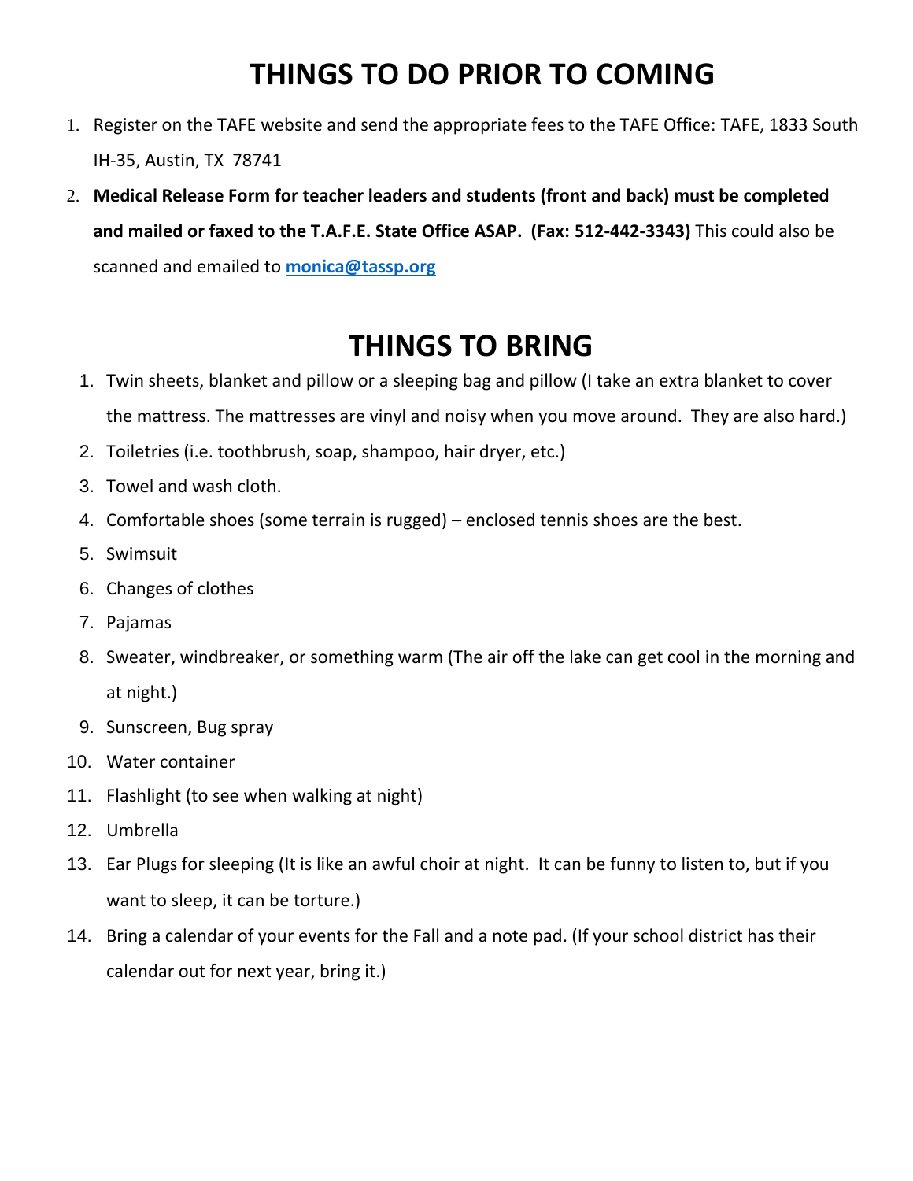# THINGS TO DO PRIOR TO COMING

1. Register on the TAFE website and send the appropriate fees to the TAFE Office: TAFE, 1833 South IH-35, Austin, TX 78741
2. **Medical Release Form for teacher leaders and students (front and back) must be completed and mailed or faxed to the T.A.F.E. State Office ASAP. (Fax: 512-442-3343)** This could also be scanned and emailed to **monica@tassp.org**

# THINGS TO BRING

1. Twin sheets, blanket and pillow or a sleeping bag and pillow (I take an extra blanket to cover the mattress. The mattresses are vinyl and noisy when you move around. They are also hard.)
2. Toiletries (i.e. toothbrush, soap, shampoo, hair dryer, etc.)
3. Towel and wash cloth.
4. Comfortable shoes (some terrain is rugged) – enclosed tennis shoes are the best.
5. Swimsuit
6. Changes of clothes
7. Pajamas
8. Sweater, windbreaker, or something warm (The air off the lake can get cool in the morning and at night.)
9. Sunscreen, Bug spray
10. Water container
11. Flashlight (to see when walking at night)
12. Umbrella
13. Ear Plugs for sleeping (It is like an awful choir at night. It can be funny to listen to, but if you want to sleep, it can be torture.)
14. Bring a calendar of your events for the Fall and a note pad. (If your school district has their calendar out for next year, bring it.)